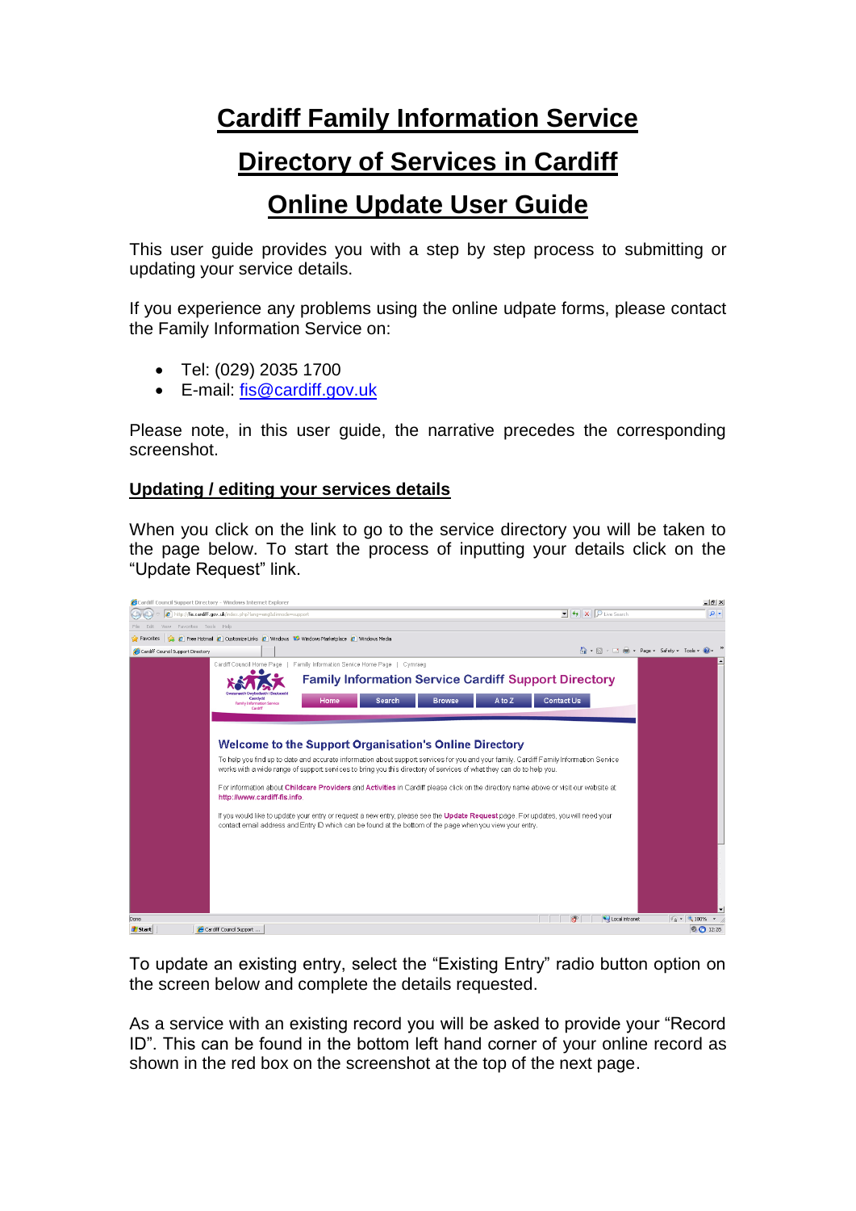# Cardiff Family Information Service

# Directory of Services in Cardiff

# Online Update User Guide

This user guide provides you with a step by step process to submitting or updating your service details.

If you experience any problems using the online udpate forms, please contact the Family Information Service on:

- Tel: (029) 2035 1700
- E-mail: fis@cardiff.gov.uk

Please note, in this user guide, the narrative precedes the corresponding screenshot.

## Updating / editing your services details

When you click on the link to go to the service directory you will be taken to the page below. To start the process of inputting your details click on the "Update Request" link.

To update an existing entry, select the "Existing Entry" radio button option on the screen below and complete the details requested.

As a service with an existing record you will be asked to provide your "Record ID". This can be found in the bottom left hand corner of your online record as shown in the red box on the screenshot at the top of the next page.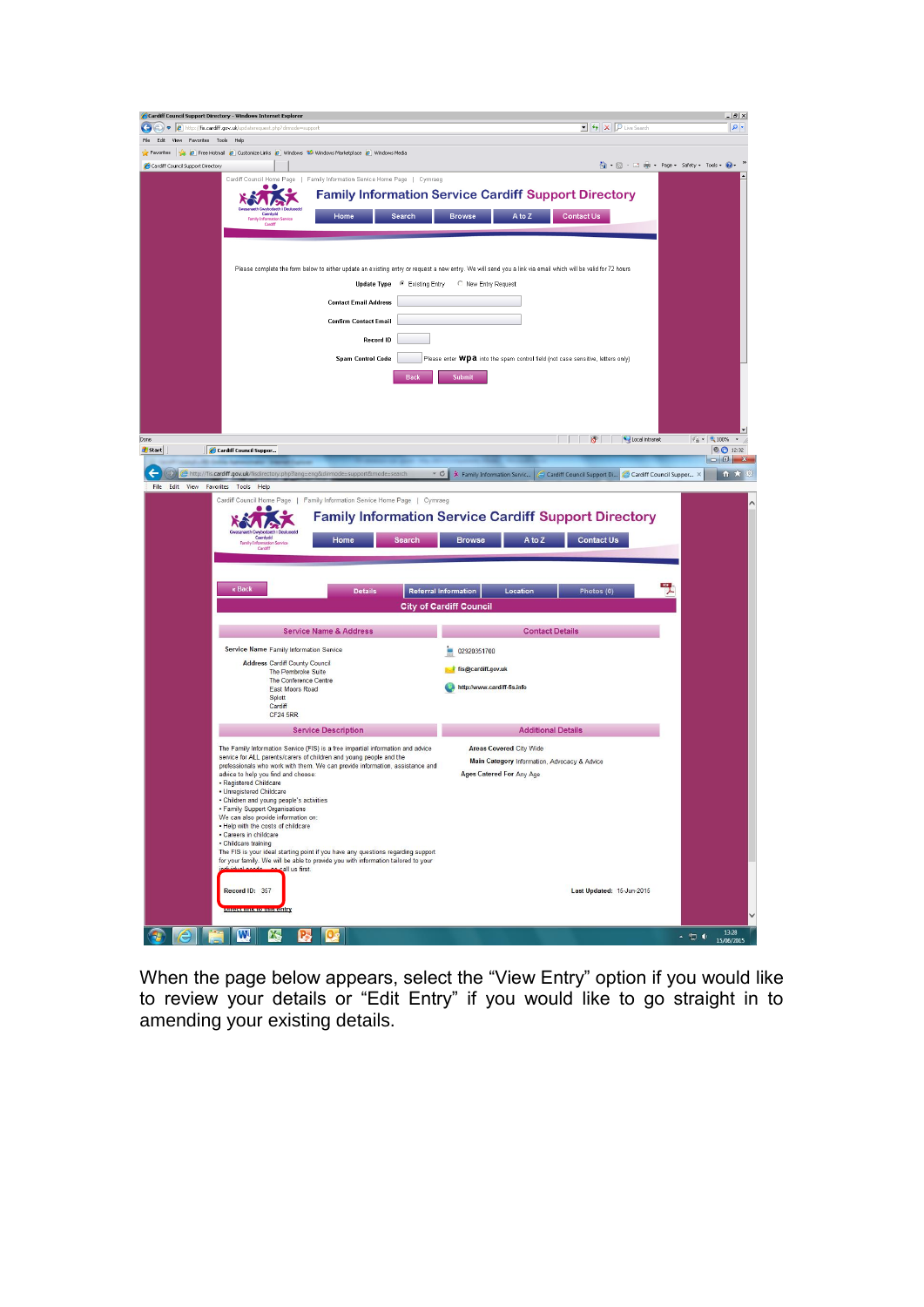Cardiff Council Home Page | Family Information Service Home Page | Cymraeg

**Family Information Service Cardiff Support Directory**

Home | Search | Browse | A to Z | Contact Us

Please complete the form below to either update an existing entry or request a new entry. We will send you a link via email which will be valid for 72 hours

**Update Type** ◉ Existing Entry ○ New Entry Request

**Contact Email Address**

**Confirm Contact Email**

**Record ID**

**Spam Control Code** Please enter **wpa** into the spam control field (not case sensitive, letters only)

Back | Submit

---

Cardiff Council Home Page | Family Information Service Home Page | Cymraeg

**Family Information Service Cardiff Support Directory**

Home | Search | Browse | A to Z | Contact Us

« Back | Details | Referral Information | Location | Photos (0)

**City of Cardiff Council**

**Service Name & Address**

**Service Name** Family Information Service

**Address** Cardiff County Council
The Pembroke Suite
The Conference Centre
East Moors Road
Splott
Cardiff
CF24 5RR

**Contact Details**

02920351700

fis@cardiff.gov.uk

http://www.cardiff-fis.info

**Service Description**

The Family Information Service (FIS) is a free impartial information and advice service for ALL parents/carers of children and young people and the professionals who work with them. We can provide information, assistance and advice to help you find and choose:

- Registered Childcare
- Unregistered Childcare
- Children and young people's activities
- Family Support Organisations

We can also provide information on:

- Help with the costs of childcare
- Careers in childcare
- Childcare training

The FIS is your ideal starting point if you have any questions regarding support for your family. We will be able to provide you with information tailored to your individual needs ... call us first.

**Additional Details**

**Areas Covered** City Wide

**Main Category** Information, Advocacy & Advice

**Ages Catered For** Any Age

Record ID: 367

Last Updated: 15-Jun-2015

Direct link to this entry

---

When the page below appears, select the "View Entry" option if you would like to review your details or "Edit Entry" if you would like to go straight in to amending your existing details.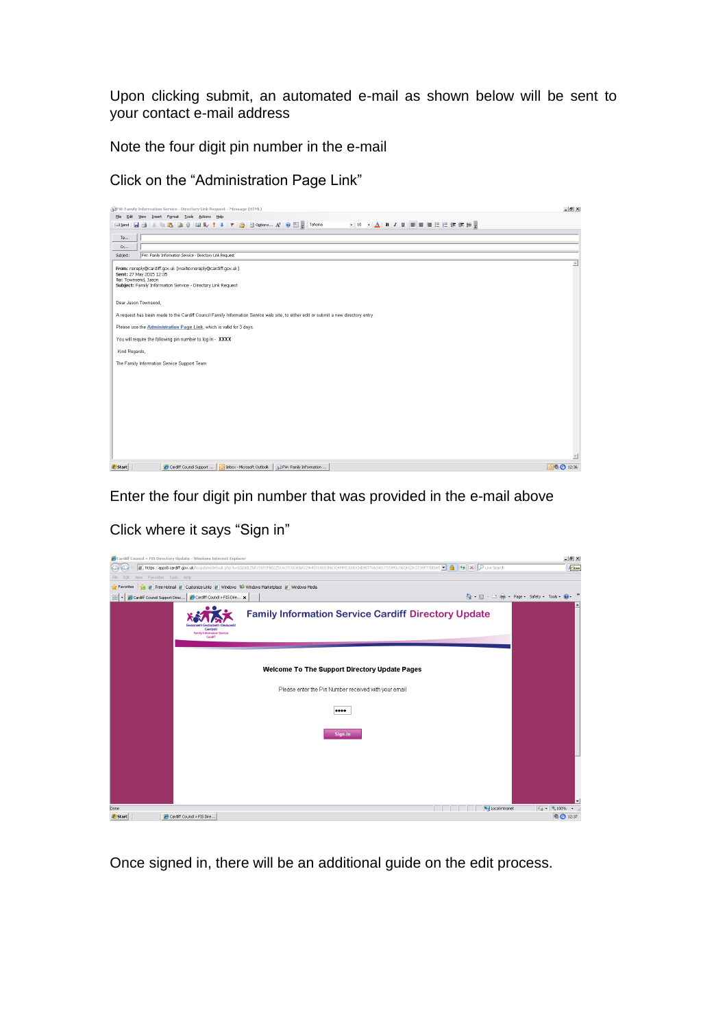Upon clicking submit, an automated e-mail as shown below will be sent to your contact e-mail address

Note the four digit pin number in the e-mail

Click on the “Administration Page Link”

Enter the four digit pin number that was provided in the e-mail above

Click where it says “Sign in”

Once signed in, there will be an additional guide on the edit process.